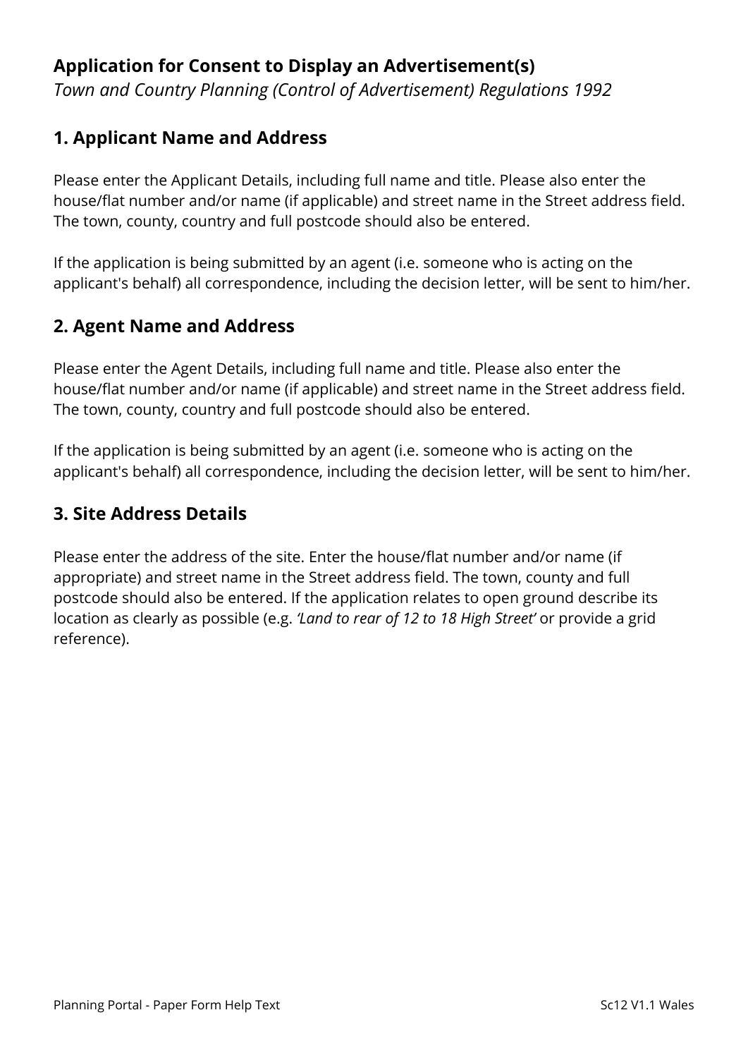# Application for Consent to Display an Advertisement(s)

*Town and Country Planning (Control of Advertisement) Regulations 1992*

## 1. Applicant Name and Address

Please enter the Applicant Details, including full name and title. Please also enter the house/flat number and/or name (if applicable) and street name in the Street address field. The town, county, country and full postcode should also be entered.

If the application is being submitted by an agent (i.e. someone who is acting on the applicant's behalf) all correspondence, including the decision letter, will be sent to him/her.

## 2. Agent Name and Address

Please enter the Agent Details, including full name and title. Please also enter the house/flat number and/or name (if applicable) and street name in the Street address field. The town, county, country and full postcode should also be entered.

If the application is being submitted by an agent (i.e. someone who is acting on the applicant's behalf) all correspondence, including the decision letter, will be sent to him/her.

## 3. Site Address Details

Please enter the address of the site. Enter the house/flat number and/or name (if appropriate) and street name in the Street address field. The town, county and full postcode should also be entered. If the application relates to open ground describe its location as clearly as possible (e.g. *'Land to rear of 12 to 18 High Street'* or provide a grid reference).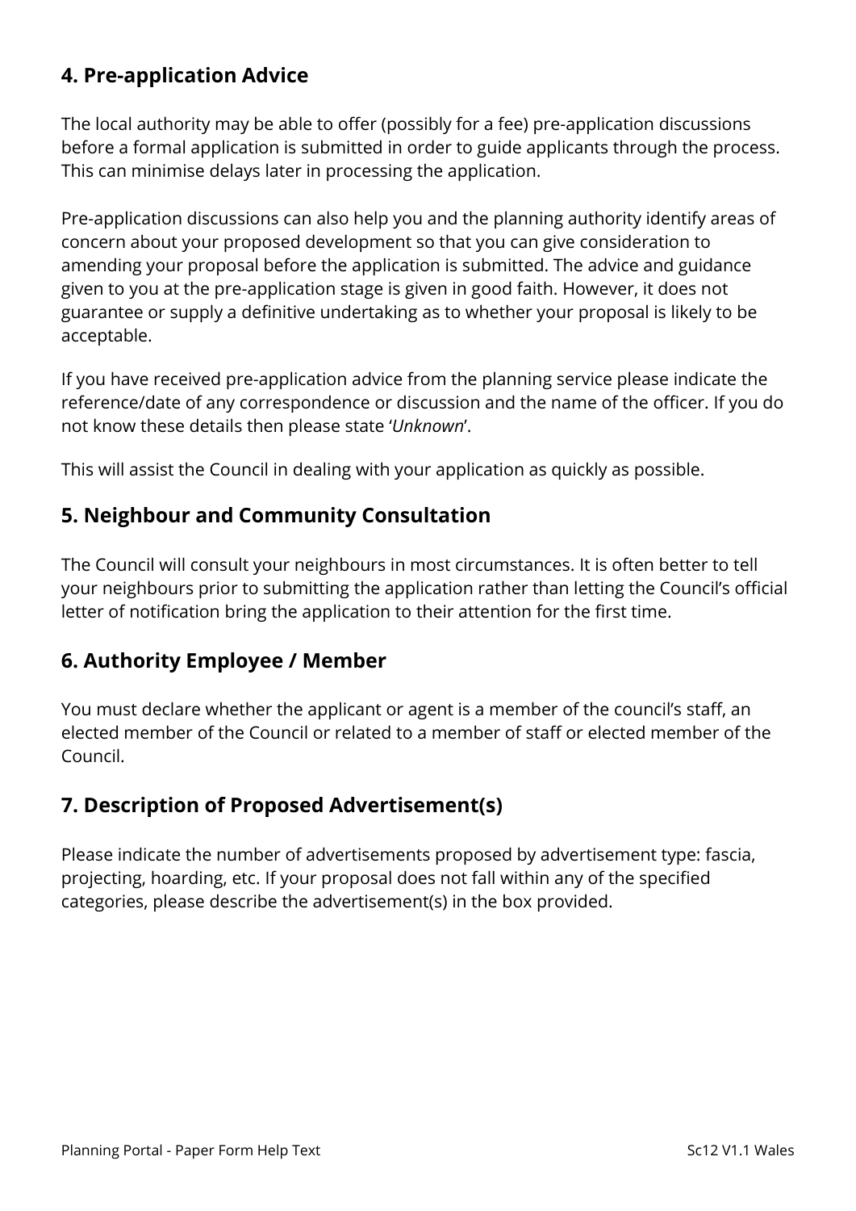## 4. Pre-application Advice

The local authority may be able to offer (possibly for a fee) pre-application discussions before a formal application is submitted in order to guide applicants through the process. This can minimise delays later in processing the application.

Pre-application discussions can also help you and the planning authority identify areas of concern about your proposed development so that you can give consideration to amending your proposal before the application is submitted. The advice and guidance given to you at the pre-application stage is given in good faith. However, it does not guarantee or supply a definitive undertaking as to whether your proposal is likely to be acceptable.

If you have received pre-application advice from the planning service please indicate the reference/date of any correspondence or discussion and the name of the officer. If you do not know these details then please state '*Unknown*'.

This will assist the Council in dealing with your application as quickly as possible.

## 5. Neighbour and Community Consultation

The Council will consult your neighbours in most circumstances. It is often better to tell your neighbours prior to submitting the application rather than letting the Council's official letter of notification bring the application to their attention for the first time.

## 6. Authority Employee / Member

You must declare whether the applicant or agent is a member of the council's staff, an elected member of the Council or related to a member of staff or elected member of the Council.

## 7. Description of Proposed Advertisement(s)

Please indicate the number of advertisements proposed by advertisement type: fascia, projecting, hoarding, etc. If your proposal does not fall within any of the specified categories, please describe the advertisement(s) in the box provided.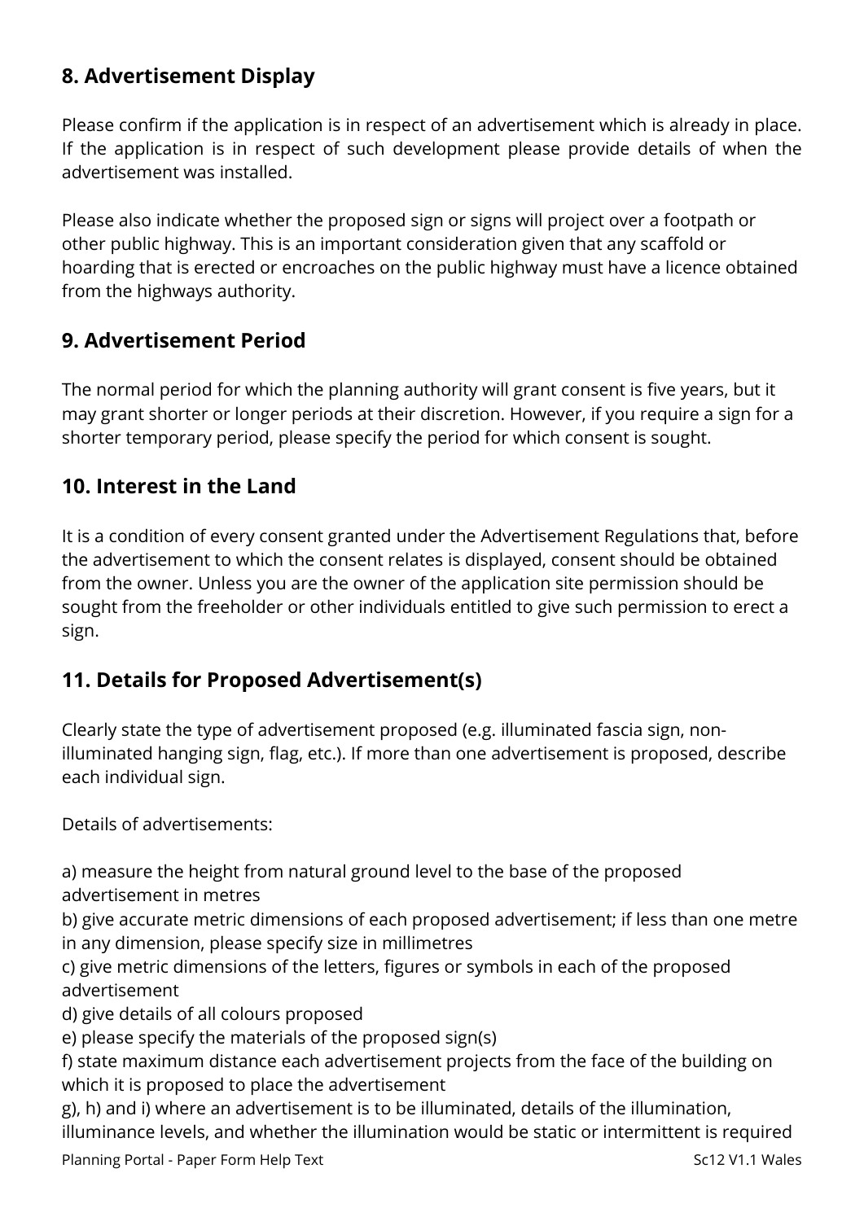## 8. Advertisement Display

Please confirm if the application is in respect of an advertisement which is already in place. If the application is in respect of such development please provide details of when the advertisement was installed.

Please also indicate whether the proposed sign or signs will project over a footpath or other public highway. This is an important consideration given that any scaffold or hoarding that is erected or encroaches on the public highway must have a licence obtained from the highways authority.

## 9. Advertisement Period

The normal period for which the planning authority will grant consent is five years, but it may grant shorter or longer periods at their discretion. However, if you require a sign for a shorter temporary period, please specify the period for which consent is sought.

## 10. Interest in the Land

It is a condition of every consent granted under the Advertisement Regulations that, before the advertisement to which the consent relates is displayed, consent should be obtained from the owner. Unless you are the owner of the application site permission should be sought from the freeholder or other individuals entitled to give such permission to erect a sign.

## 11. Details for Proposed Advertisement(s)

Clearly state the type of advertisement proposed (e.g. illuminated fascia sign, non-illuminated hanging sign, flag, etc.). If more than one advertisement is proposed, describe each individual sign.

Details of advertisements:

a) measure the height from natural ground level to the base of the proposed advertisement in metres
b) give accurate metric dimensions of each proposed advertisement; if less than one metre in any dimension, please specify size in millimetres
c) give metric dimensions of the letters, figures or symbols in each of the proposed advertisement
d) give details of all colours proposed
e) please specify the materials of the proposed sign(s)
f) state maximum distance each advertisement projects from the face of the building on which it is proposed to place the advertisement
g), h) and i) where an advertisement is to be illuminated, details of the illumination, illuminance levels, and whether the illumination would be static or intermittent is required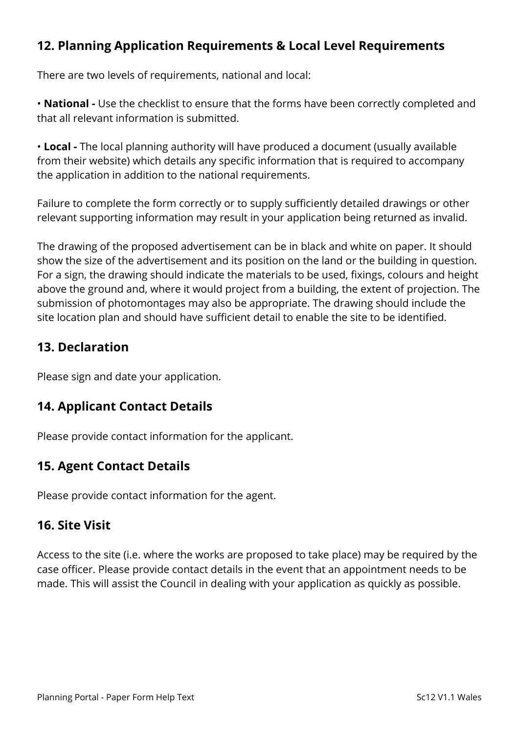## 12. Planning Application Requirements & Local Level Requirements

There are two levels of requirements, national and local:

• **National -** Use the checklist to ensure that the forms have been correctly completed and that all relevant information is submitted.

• **Local -** The local planning authority will have produced a document (usually available from their website) which details any specific information that is required to accompany the application in addition to the national requirements.

Failure to complete the form correctly or to supply sufficiently detailed drawings or other relevant supporting information may result in your application being returned as invalid.

The drawing of the proposed advertisement can be in black and white on paper. It should show the size of the advertisement and its position on the land or the building in question. For a sign, the drawing should indicate the materials to be used, fixings, colours and height above the ground and, where it would project from a building, the extent of projection. The submission of photomontages may also be appropriate. The drawing should include the site location plan and should have sufficient detail to enable the site to be identified.

## 13. Declaration

Please sign and date your application.

## 14. Applicant Contact Details

Please provide contact information for the applicant.

## 15. Agent Contact Details

Please provide contact information for the agent.

## 16. Site Visit

Access to the site (i.e. where the works are proposed to take place) may be required by the case officer. Please provide contact details in the event that an appointment needs to be made. This will assist the Council in dealing with your application as quickly as possible.